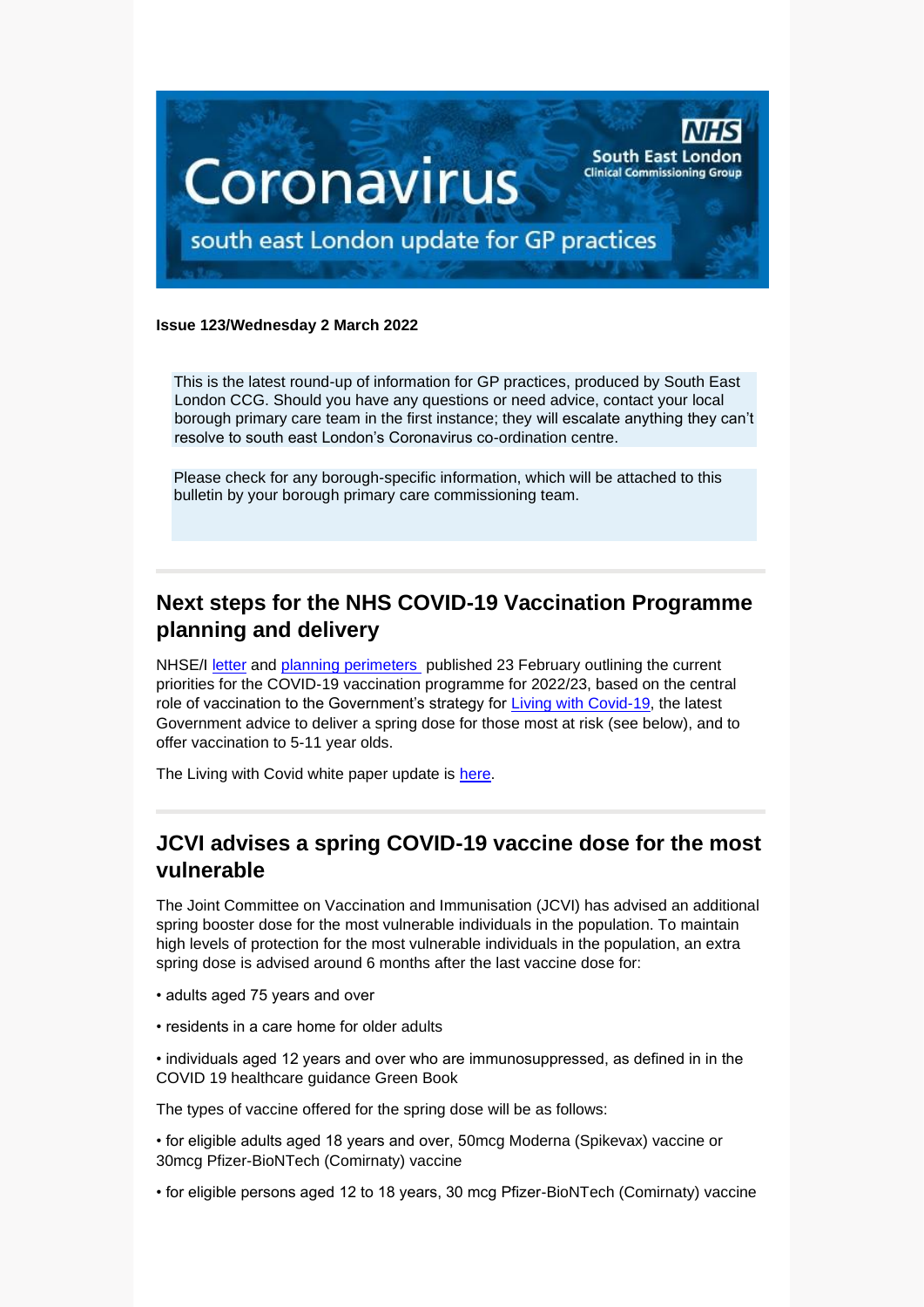**Issue 123/Wednesday 2 March 2022**

This is the latest round-up of information for GP practices, produced by South East London CCG. Should you have any questions or need advice, contact your local borough primary care team in the first instance; they will escalate anything they can't resolve to south east London's Coronavirus co-ordination centre.

Please check for any borough-specific information, which will be attached to this bulletin by your borough primary care commissioning team.

## Next steps for the NHS COVID-19 Vaccination Programme planning and delivery

NHSE/I letter and planning perimeters published 23 February outlining the current priorities for the COVID-19 vaccination programme for 2022/23, based on the central role of vaccination to the Government's strategy for Living with Covid-19, the latest Government advice to deliver a spring dose for those most at risk (see below), and to offer vaccination to 5-11 year olds.

The Living with Covid white paper update is here.

## JCVI advises a spring COVID-19 vaccine dose for the most vulnerable

The Joint Committee on Vaccination and Immunisation (JCVI) has advised an additional spring booster dose for the most vulnerable individuals in the population. To maintain high levels of protection for the most vulnerable individuals in the population, an extra spring dose is advised around 6 months after the last vaccine dose for:

• adults aged 75 years and over

• residents in a care home for older adults

• individuals aged 12 years and over who are immunosuppressed, as defined in in the COVID 19 healthcare guidance Green Book

The types of vaccine offered for the spring dose will be as follows:

• for eligible adults aged 18 years and over, 50mcg Moderna (Spikevax) vaccine or 30mcg Pfizer-BioNTech (Comirnaty) vaccine

• for eligible persons aged 12 to 18 years, 30 mcg Pfizer-BioNTech (Comirnaty) vaccine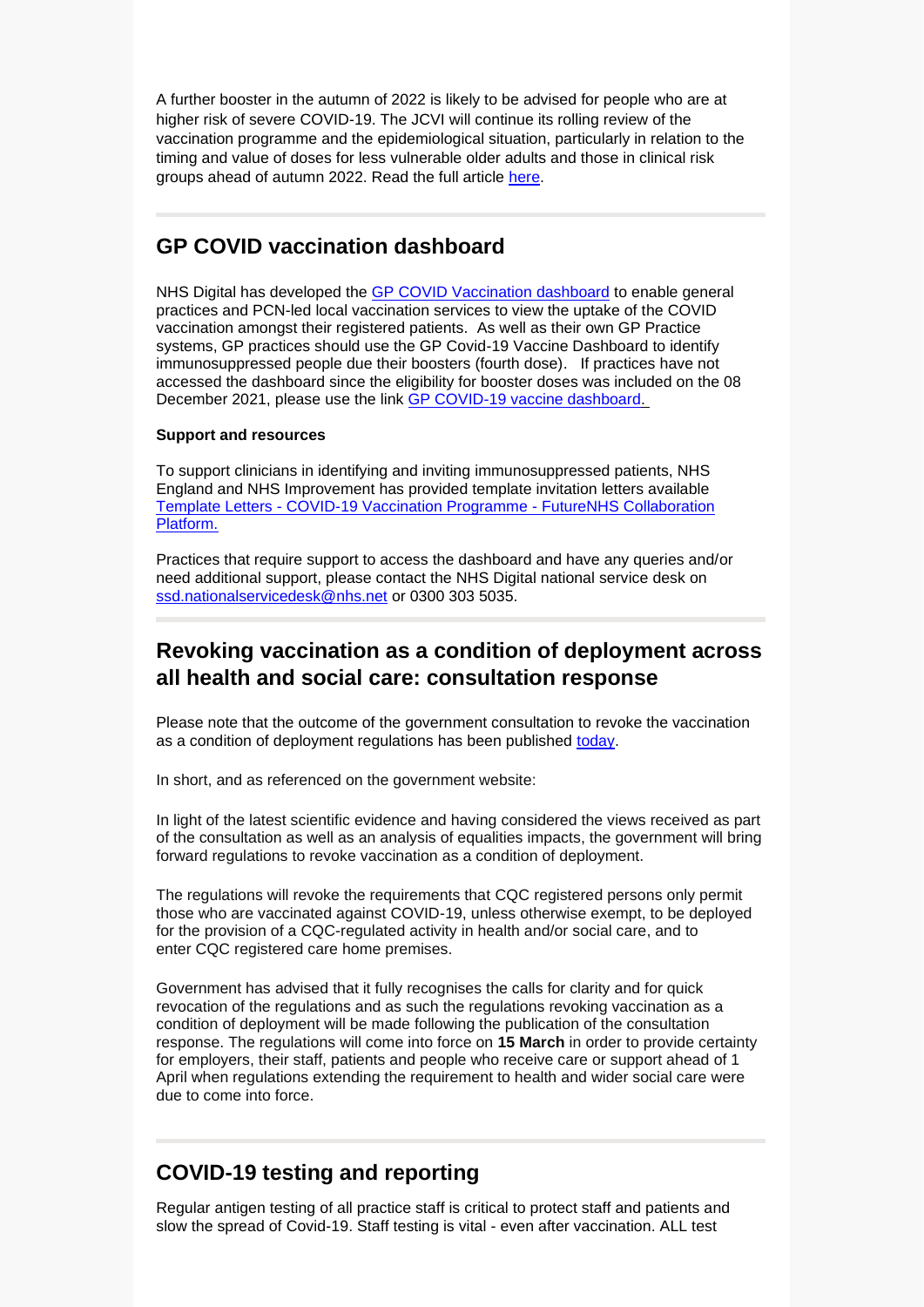A further booster in the autumn of 2022 is likely to be advised for people who are at higher risk of severe COVID-19. The JCVI will continue its rolling review of the vaccination programme and the epidemiological situation, particularly in relation to the timing and value of doses for less vulnerable older adults and those in clinical risk groups ahead of autumn 2022. Read the full article [here](#).

## GP COVID vaccination dashboard

NHS Digital has developed the [GP COVID Vaccination dashboard](#) to enable general practices and PCN-led local vaccination services to view the uptake of the COVID vaccination amongst their registered patients. As well as their own GP Practice systems, GP practices should use the GP Covid-19 Vaccine Dashboard to identify immunosuppressed people due their boosters (fourth dose). If practices have not accessed the dashboard since the eligibility for booster doses was included on the 08 December 2021, please use the link [GP COVID-19 vaccine dashboard.](#)

**Support and resources**

To support clinicians in identifying and inviting immunosuppressed patients, NHS England and NHS Improvement has provided template invitation letters available [Template Letters - COVID-19 Vaccination Programme - FutureNHS Collaboration Platform.](#)

Practices that require support to access the dashboard and have any queries and/or need additional support, please contact the NHS Digital national service desk on [ssd.nationalservicedesk@nhs.net](mailto:ssd.nationalservicedesk@nhs.net) or 0300 303 5035.

## Revoking vaccination as a condition of deployment across all health and social care: consultation response

Please note that the outcome of the government consultation to revoke the vaccination as a condition of deployment regulations has been published [today](#).

In short, and as referenced on the government website:

In light of the latest scientific evidence and having considered the views received as part of the consultation as well as an analysis of equalities impacts, the government will bring forward regulations to revoke vaccination as a condition of deployment.

The regulations will revoke the requirements that CQC registered persons only permit those who are vaccinated against COVID-19, unless otherwise exempt, to be deployed for the provision of a CQC-regulated activity in health and/or social care, and to enter CQC registered care home premises.

Government has advised that it fully recognises the calls for clarity and for quick revocation of the regulations and as such the regulations revoking vaccination as a condition of deployment will be made following the publication of the consultation response. The regulations will come into force on **15 March** in order to provide certainty for employers, their staff, patients and people who receive care or support ahead of 1 April when regulations extending the requirement to health and wider social care were due to come into force.

## COVID-19 testing and reporting

Regular antigen testing of all practice staff is critical to protect staff and patients and slow the spread of Covid-19. Staff testing is vital - even after vaccination. ALL test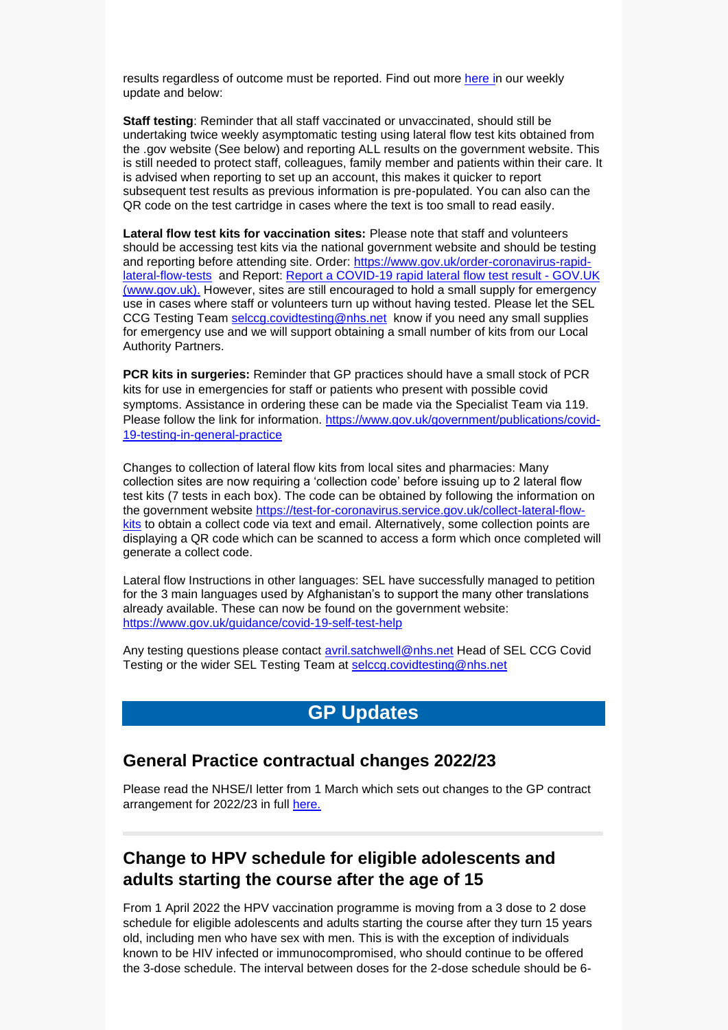results regardless of outcome must be reported. Find out more [here ]in our weekly update and below:

**Staff testing**: Reminder that all staff vaccinated or unvaccinated, should still be undertaking twice weekly asymptomatic testing using lateral flow test kits obtained from the .gov website (See below) and reporting ALL results on the government website. This is still needed to protect staff, colleagues, family member and patients within their care. It is advised when reporting to set up an account, this makes it quicker to report subsequent test results as previous information is pre-populated. You can also can the QR code on the test cartridge in cases where the text is too small to read easily.

**Lateral flow test kits for vaccination sites:** Please note that staff and volunteers should be accessing test kits via the national government website and should be testing and reporting before attending site. Order: https://www.gov.uk/order-coronavirus-rapid-lateral-flow-tests and Report: Report a COVID-19 rapid lateral flow test result - GOV.UK (www.gov.uk). However, sites are still encouraged to hold a small supply for emergency use in cases where staff or volunteers turn up without having tested. Please let the SEL CCG Testing Team selccg.covidtesting@nhs.net know if you need any small supplies for emergency use and we will support obtaining a small number of kits from our Local Authority Partners.

**PCR kits in surgeries:** Reminder that GP practices should have a small stock of PCR kits for use in emergencies for staff or patients who present with possible covid symptoms. Assistance in ordering these can be made via the Specialist Team via 119. Please follow the link for information. https://www.gov.uk/government/publications/covid-19-testing-in-general-practice

Changes to collection of lateral flow kits from local sites and pharmacies: Many collection sites are now requiring a 'collection code' before issuing up to 2 lateral flow test kits (7 tests in each box). The code can be obtained by following the information on the government website https://test-for-coronavirus.service.gov.uk/collect-lateral-flow-kits to obtain a collect code via text and email. Alternatively, some collection points are displaying a QR code which can be scanned to access a form which once completed will generate a collect code.

Lateral flow Instructions in other languages: SEL have successfully managed to petition for the 3 main languages used by Afghanistan's to support the many other translations already available. These can now be found on the government website: https://www.gov.uk/guidance/covid-19-self-test-help

Any testing questions please contact avril.satchwell@nhs.net Head of SEL CCG Covid Testing or the wider SEL Testing Team at selccg.covidtesting@nhs.net

# GP Updates

## General Practice contractual changes 2022/23

Please read the NHSE/I letter from 1 March which sets out changes to the GP contract arrangement for 2022/23 in full [here.]

## Change to HPV schedule for eligible adolescents and adults starting the course after the age of 15

From 1 April 2022 the HPV vaccination programme is moving from a 3 dose to 2 dose schedule for eligible adolescents and adults starting the course after they turn 15 years old, including men who have sex with men. This is with the exception of individuals known to be HIV infected or immunocompromised, who should continue to be offered the 3-dose schedule. The interval between doses for the 2-dose schedule should be 6-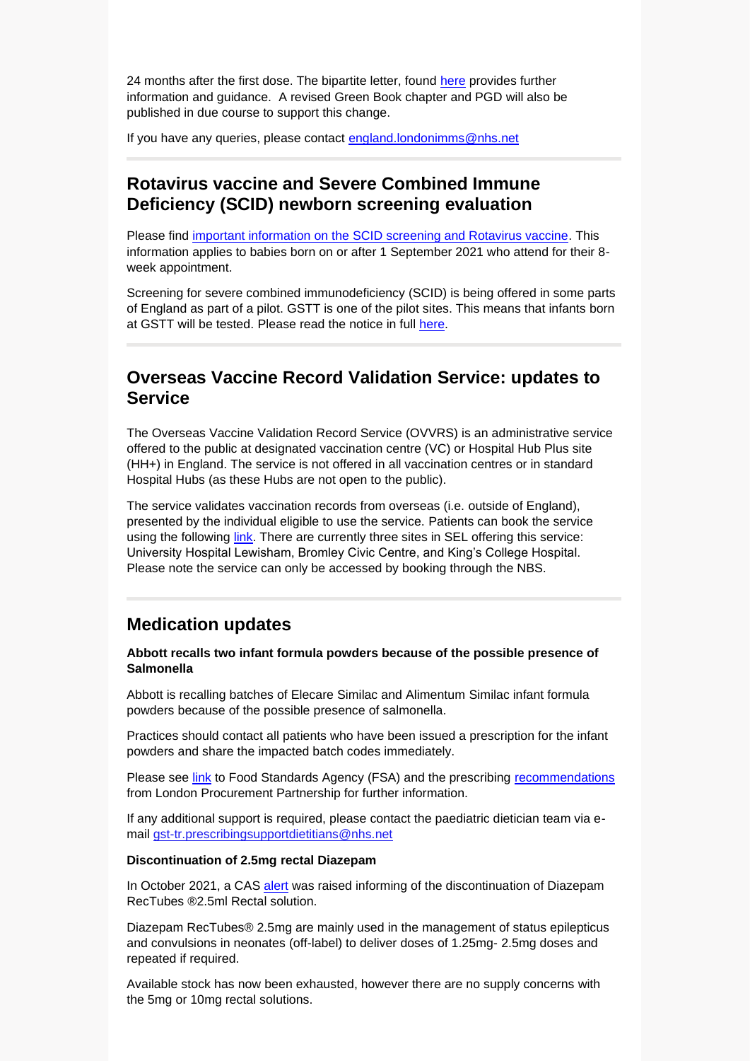24 months after the first dose. The bipartite letter, found here provides further information and guidance. A revised Green Book chapter and PGD will also be published in due course to support this change.

If you have any queries, please contact england.londonimms@nhs.net

## Rotavirus vaccine and Severe Combined Immune Deficiency (SCID) newborn screening evaluation

Please find important information on the SCID screening and Rotavirus vaccine. This information applies to babies born on or after 1 September 2021 who attend for their 8-week appointment.

Screening for severe combined immunodeficiency (SCID) is being offered in some parts of England as part of a pilot. GSTT is one of the pilot sites. This means that infants born at GSTT will be tested. Please read the notice in full here.

## Overseas Vaccine Record Validation Service: updates to Service

The Overseas Vaccine Validation Record Service (OVVRS) is an administrative service offered to the public at designated vaccination centre (VC) or Hospital Hub Plus site (HH+) in England. The service is not offered in all vaccination centres or in standard Hospital Hubs (as these Hubs are not open to the public).

The service validates vaccination records from overseas (i.e. outside of England), presented by the individual eligible to use the service. Patients can book the service using the following link. There are currently three sites in SEL offering this service: University Hospital Lewisham, Bromley Civic Centre, and King's College Hospital. Please note the service can only be accessed by booking through the NBS.

## Medication updates

**Abbott recalls two infant formula powders because of the possible presence of Salmonella**

Abbott is recalling batches of Elecare Similac and Alimentum Similac infant formula powders because of the possible presence of salmonella.

Practices should contact all patients who have been issued a prescription for the infant powders and share the impacted batch codes immediately.

Please see link to Food Standards Agency (FSA) and the prescribing recommendations from London Procurement Partnership for further information.

If any additional support is required, please contact the paediatric dietician team via e-mail gst-tr.prescribingsupportdietitians@nhs.net

**Discontinuation of 2.5mg rectal Diazepam**

In October 2021, a CAS alert was raised informing of the discontinuation of Diazepam RecTubes ®2.5ml Rectal solution.

Diazepam RecTubes® 2.5mg are mainly used in the management of status epilepticus and convulsions in neonates (off-label) to deliver doses of 1.25mg- 2.5mg doses and repeated if required.

Available stock has now been exhausted, however there are no supply concerns with the 5mg or 10mg rectal solutions.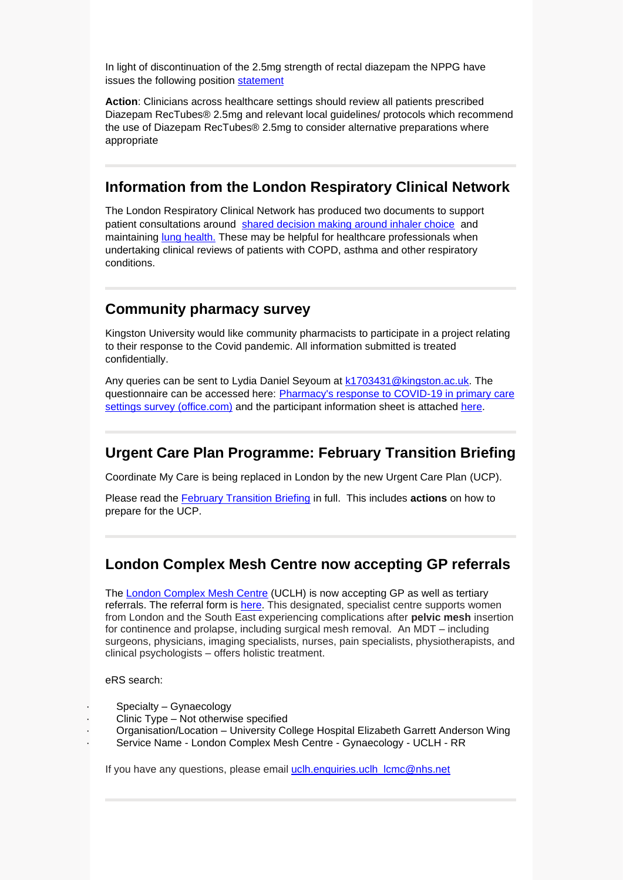In light of discontinuation of the 2.5mg strength of rectal diazepam the NPPG have issues the following position statement

**Action**: Clinicians across healthcare settings should review all patients prescribed Diazepam RecTubes® 2.5mg and relevant local guidelines/ protocols which recommend the use of Diazepam RecTubes® 2.5mg to consider alternative preparations where appropriate

---

## Information from the London Respiratory Clinical Network

The London Respiratory Clinical Network has produced two documents to support patient consultations around shared decision making around inhaler choice and maintaining lung health. These may be helpful for healthcare professionals when undertaking clinical reviews of patients with COPD, asthma and other respiratory conditions.

---

## Community pharmacy survey

Kingston University would like community pharmacists to participate in a project relating to their response to the Covid pandemic. All information submitted is treated confidentially.

Any queries can be sent to Lydia Daniel Seyoum at k1703431@kingston.ac.uk. The questionnaire can be accessed here: Pharmacy's response to COVID-19 in primary care settings survey (office.com) and the participant information sheet is attached here.

---

## Urgent Care Plan Programme: February Transition Briefing

Coordinate My Care is being replaced in London by the new Urgent Care Plan (UCP).

Please read the February Transition Briefing in full. This includes **actions** on how to prepare for the UCP.

---

## London Complex Mesh Centre now accepting GP referrals

The London Complex Mesh Centre (UCLH) is now accepting GP as well as tertiary referrals. The referral form is here. This designated, specialist centre supports women from London and the South East experiencing complications after **pelvic mesh** insertion for continence and prolapse, including surgical mesh removal. An MDT – including surgeons, physicians, imaging specialists, nurses, pain specialists, physiotherapists, and clinical psychologists – offers holistic treatment.

eRS search:

- Specialty – Gynaecology
- Clinic Type – Not otherwise specified
- Organisation/Location – University College Hospital Elizabeth Garrett Anderson Wing
- Service Name - London Complex Mesh Centre - Gynaecology - UCLH - RR

If you have any questions, please email uclh.enquiries.uclh_lcmc@nhs.net

---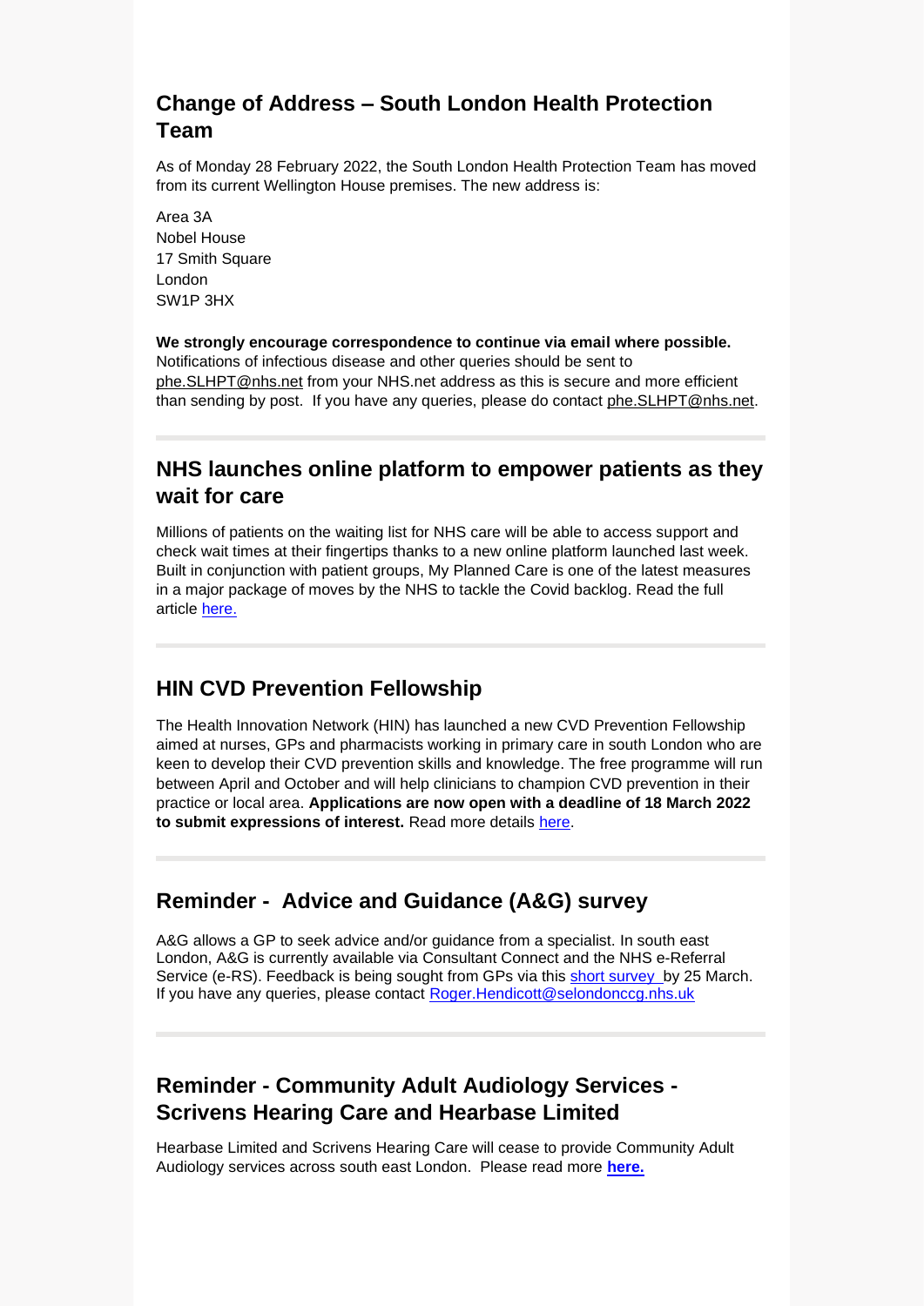## Change of Address – South London Health Protection Team

As of Monday 28 February 2022, the South London Health Protection Team has moved from its current Wellington House premises. The new address is:

Area 3A
Nobel House
17 Smith Square
London
SW1P 3HX

**We strongly encourage correspondence to continue via email where possible.** Notifications of infectious disease and other queries should be sent to phe.SLHPT@nhs.net from your NHS.net address as this is secure and more efficient than sending by post. If you have any queries, please do contact phe.SLHPT@nhs.net.

---

## NHS launches online platform to empower patients as they wait for care

Millions of patients on the waiting list for NHS care will be able to access support and check wait times at their fingertips thanks to a new online platform launched last week. Built in conjunction with patient groups, My Planned Care is one of the latest measures in a major package of moves by the NHS to tackle the Covid backlog. Read the full article here.

---

## HIN CVD Prevention Fellowship

The Health Innovation Network (HIN) has launched a new CVD Prevention Fellowship aimed at nurses, GPs and pharmacists working in primary care in south London who are keen to develop their CVD prevention skills and knowledge. The free programme will run between April and October and will help clinicians to champion CVD prevention in their practice or local area. **Applications are now open with a deadline of 18 March 2022 to submit expressions of interest.** Read more details here.

---

## Reminder - Advice and Guidance (A&G) survey

A&G allows a GP to seek advice and/or guidance from a specialist. In south east London, A&G is currently available via Consultant Connect and the NHS e-Referral Service (e-RS). Feedback is being sought from GPs via this short survey by 25 March. If you have any queries, please contact Roger.Hendicott@selondonccg.nhs.uk

---

## Reminder - Community Adult Audiology Services - Scrivens Hearing Care and Hearbase Limited

Hearbase Limited and Scrivens Hearing Care will cease to provide Community Adult Audiology services across south east London. Please read more **here.**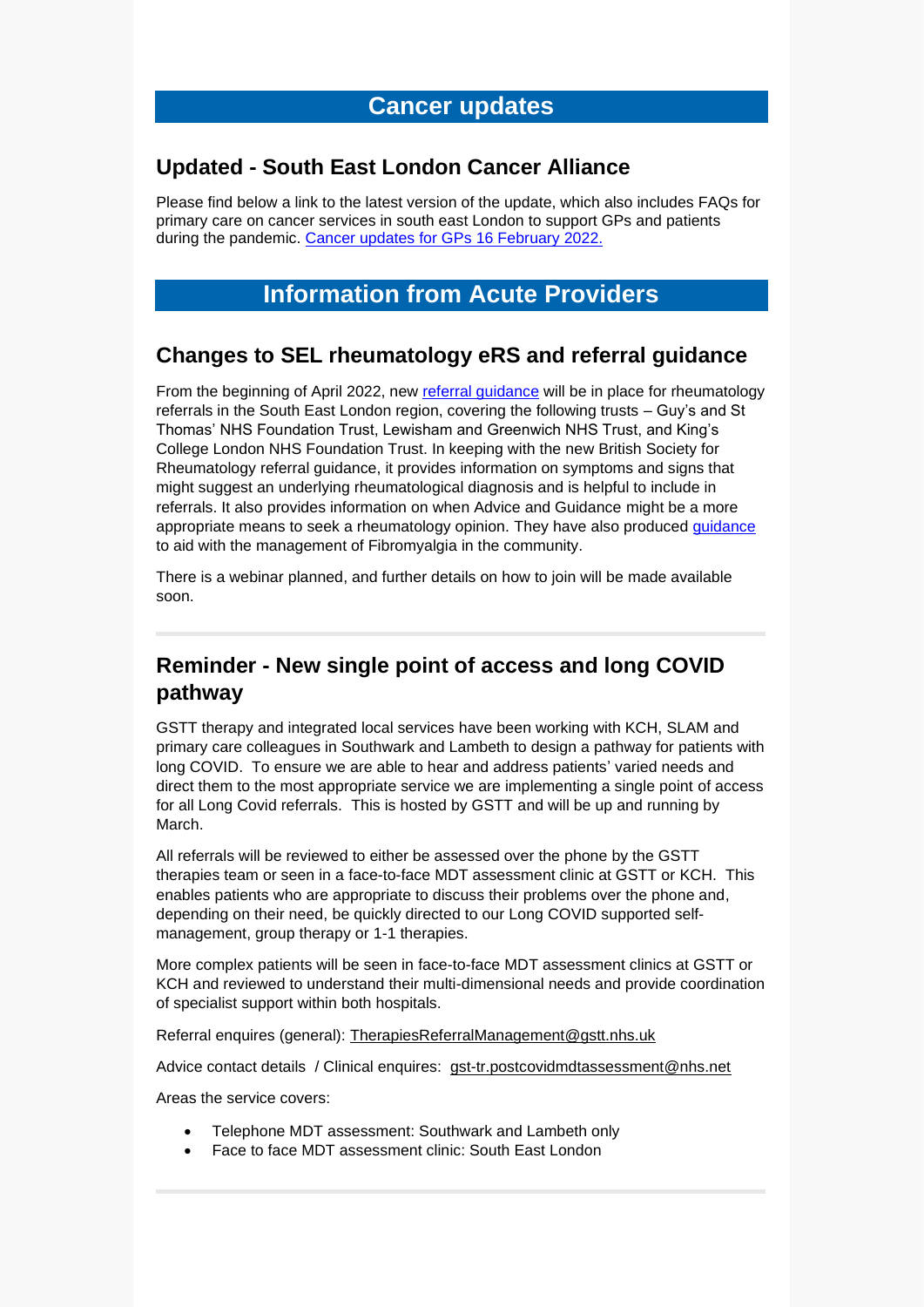# Cancer updates

## Updated - South East London Cancer Alliance

Please find below a link to the latest version of the update, which also includes FAQs for primary care on cancer services in south east London to support GPs and patients during the pandemic. [Cancer updates for GPs 16 February 2022.]

# Information from Acute Providers

## Changes to SEL rheumatology eRS and referral guidance

From the beginning of April 2022, new [referral guidance] will be in place for rheumatology referrals in the South East London region, covering the following trusts – Guy's and St Thomas' NHS Foundation Trust, Lewisham and Greenwich NHS Trust, and King's College London NHS Foundation Trust. In keeping with the new British Society for Rheumatology referral guidance, it provides information on symptoms and signs that might suggest an underlying rheumatological diagnosis and is helpful to include in referrals. It also provides information on when Advice and Guidance might be a more appropriate means to seek a rheumatology opinion. They have also produced [guidance] to aid with the management of Fibromyalgia in the community.

There is a webinar planned, and further details on how to join will be made available soon.

---

## Reminder - New single point of access and long COVID pathway

GSTT therapy and integrated local services have been working with KCH, SLAM and primary care colleagues in Southwark and Lambeth to design a pathway for patients with long COVID. To ensure we are able to hear and address patients' varied needs and direct them to the most appropriate service we are implementing a single point of access for all Long Covid referrals. This is hosted by GSTT and will be up and running by March.

All referrals will be reviewed to either be assessed over the phone by the GSTT therapies team or seen in a face-to-face MDT assessment clinic at GSTT or KCH. This enables patients who are appropriate to discuss their problems over the phone and, depending on their need, be quickly directed to our Long COVID supported self-management, group therapy or 1-1 therapies.

More complex patients will be seen in face-to-face MDT assessment clinics at GSTT or KCH and reviewed to understand their multi-dimensional needs and provide coordination of specialist support within both hospitals.

Referral enquires (general): TherapiesReferralManagement@gstt.nhs.uk

Advice contact details / Clinical enquires: gst-tr.postcovidmdtassessment@nhs.net

Areas the service covers:

- Telephone MDT assessment: Southwark and Lambeth only
- Face to face MDT assessment clinic: South East London

---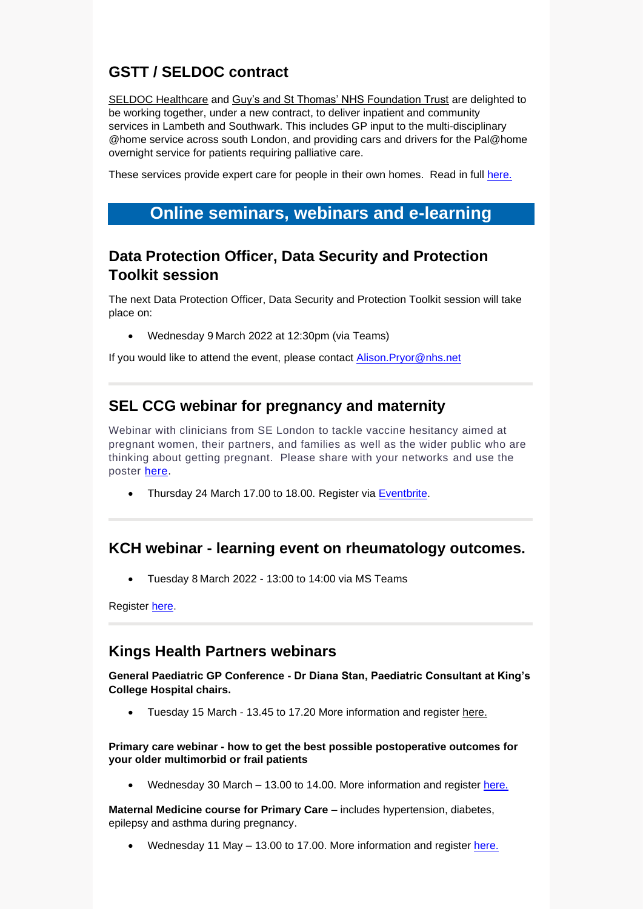## GSTT / SELDOC contract

SELDOC Healthcare and Guy's and St Thomas' NHS Foundation Trust are delighted to be working together, under a new contract, to deliver inpatient and community services in Lambeth and Southwark. This includes GP input to the multi-disciplinary @home service across south London, and providing cars and drivers for the Pal@home overnight service for patients requiring palliative care.

These services provide expert care for people in their own homes. Read in full here.

# Online seminars, webinars and e-learning

## Data Protection Officer, Data Security and Protection Toolkit session

The next Data Protection Officer, Data Security and Protection Toolkit session will take place on:

- Wednesday 9 March 2022 at 12:30pm (via Teams)

If you would like to attend the event, please contact Alison.Pryor@nhs.net

---

## SEL CCG webinar for pregnancy and maternity

Webinar with clinicians from SE London to tackle vaccine hesitancy aimed at pregnant women, their partners, and families as well as the wider public who are thinking about getting pregnant. Please share with your networks and use the poster here.

- Thursday 24 March 17.00 to 18.00. Register via Eventbrite.

---

## KCH webinar - learning event on rheumatology outcomes.

- Tuesday 8 March 2022 - 13:00 to 14:00 via MS Teams

Register here.

---

## Kings Health Partners webinars

**General Paediatric GP Conference - Dr Diana Stan, Paediatric Consultant at King's College Hospital chairs.**

- Tuesday 15 March - 13.45 to 17.20 More information and register here.

**Primary care webinar - how to get the best possible postoperative outcomes for your older multimorbid or frail patients**

- Wednesday 30 March – 13.00 to 14.00. More information and register here.

**Maternal Medicine course for Primary Care** – includes hypertension, diabetes, epilepsy and asthma during pregnancy.

- Wednesday 11 May – 13.00 to 17.00. More information and register here.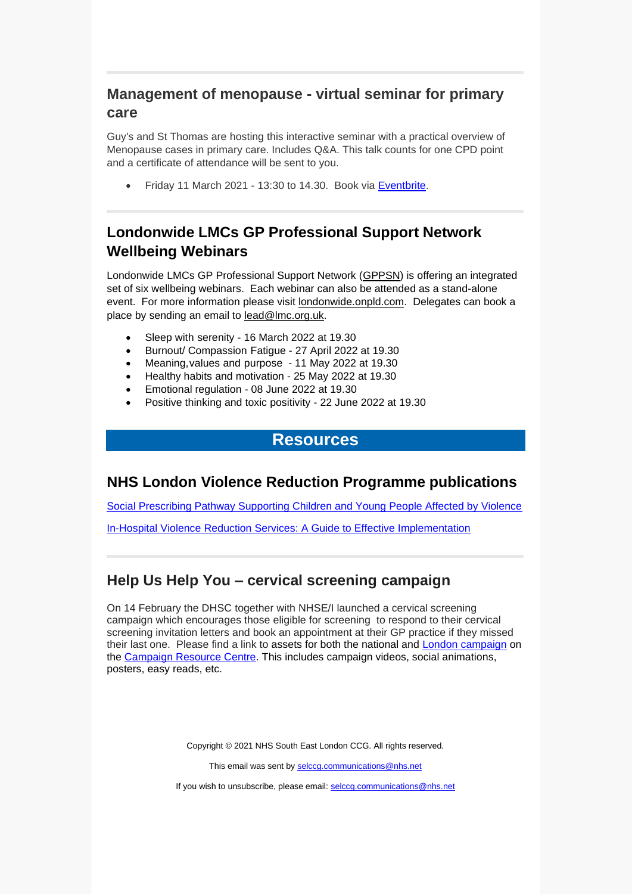## Management of menopause - virtual seminar for primary care

Guy's and St Thomas are hosting this interactive seminar with a practical overview of Menopause cases in primary care. Includes Q&A. This talk counts for one CPD point and a certificate of attendance will be sent to you.

- Friday 11 March 2021 - 13:30 to 14.30. Book via Eventbrite.

## Londonwide LMCs GP Professional Support Network Wellbeing Webinars

Londonwide LMCs GP Professional Support Network (GPPSN) is offering an integrated set of six wellbeing webinars. Each webinar can also be attended as a stand-alone event. For more information please visit londonwide.onpld.com. Delegates can book a place by sending an email to lead@lmc.org.uk.

- Sleep with serenity - 16 March 2022 at 19.30
- Burnout/ Compassion Fatigue - 27 April 2022 at 19.30
- Meaning,values and purpose - 11 May 2022 at 19.30
- Healthy habits and motivation - 25 May 2022 at 19.30
- Emotional regulation - 08 June 2022 at 19.30
- Positive thinking and toxic positivity - 22 June 2022 at 19.30

# Resources

## NHS London Violence Reduction Programme publications

Social Prescribing Pathway Supporting Children and Young People Affected by Violence

In-Hospital Violence Reduction Services: A Guide to Effective Implementation

## Help Us Help You – cervical screening campaign

On 14 February the DHSC together with NHSE/I launched a cervical screening campaign which encourages those eligible for screening to respond to their cervical screening invitation letters and book an appointment at their GP practice if they missed their last one. Please find a link to assets for both the national and London campaign on the Campaign Resource Centre. This includes campaign videos, social animations, posters, easy reads, etc.

Copyright © 2021 NHS South East London CCG. All rights reserved.

This email was sent by selccg.communications@nhs.net

If you wish to unsubscribe, please email: selccg.communications@nhs.net